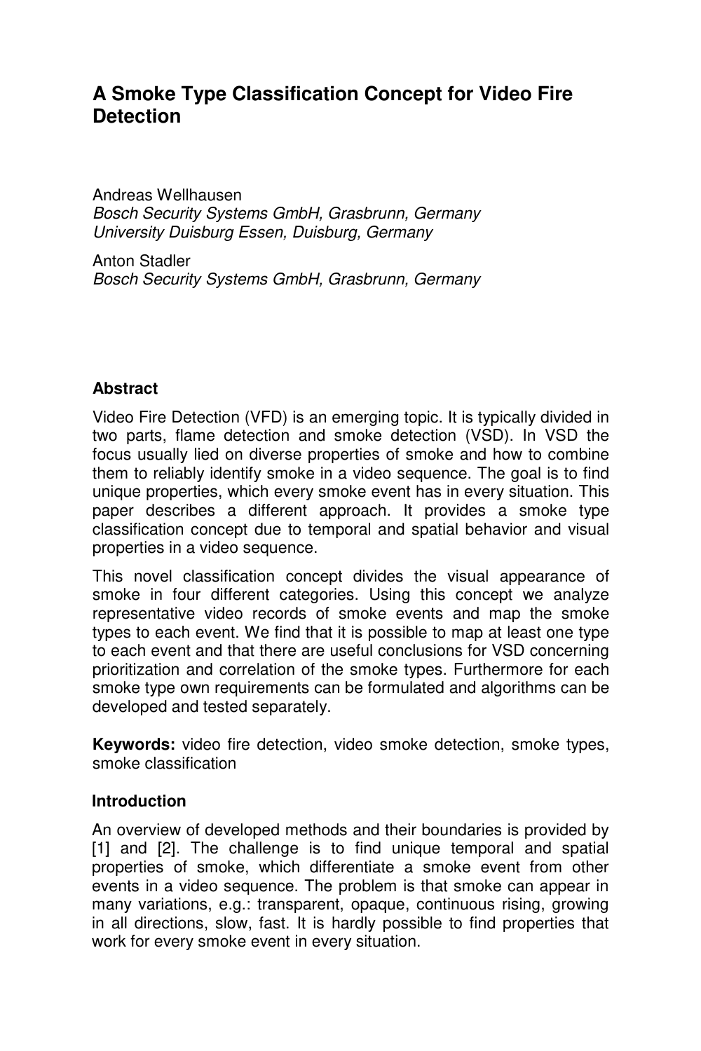# A Smoke Type Classification Concept for Video Fire Detection

Andreas Wellhausen
*Bosch Security Systems GmbH, Grasbrunn, Germany*
*University Duisburg Essen, Duisburg, Germany*

Anton Stadler
*Bosch Security Systems GmbH, Grasbrunn, Germany*

## Abstract

Video Fire Detection (VFD) is an emerging topic. It is typically divided in two parts, flame detection and smoke detection (VSD). In VSD the focus usually lied on diverse properties of smoke and how to combine them to reliably identify smoke in a video sequence. The goal is to find unique properties, which every smoke event has in every situation. This paper describes a different approach. It provides a smoke type classification concept due to temporal and spatial behavior and visual properties in a video sequence.

This novel classification concept divides the visual appearance of smoke in four different categories. Using this concept we analyze representative video records of smoke events and map the smoke types to each event. We find that it is possible to map at least one type to each event and that there are useful conclusions for VSD concerning prioritization and correlation of the smoke types. Furthermore for each smoke type own requirements can be formulated and algorithms can be developed and tested separately.

**Keywords:** video fire detection, video smoke detection, smoke types, smoke classification

## Introduction

An overview of developed methods and their boundaries is provided by [1] and [2]. The challenge is to find unique temporal and spatial properties of smoke, which differentiate a smoke event from other events in a video sequence. The problem is that smoke can appear in many variations, e.g.: transparent, opaque, continuous rising, growing in all directions, slow, fast. It is hardly possible to find properties that work for every smoke event in every situation.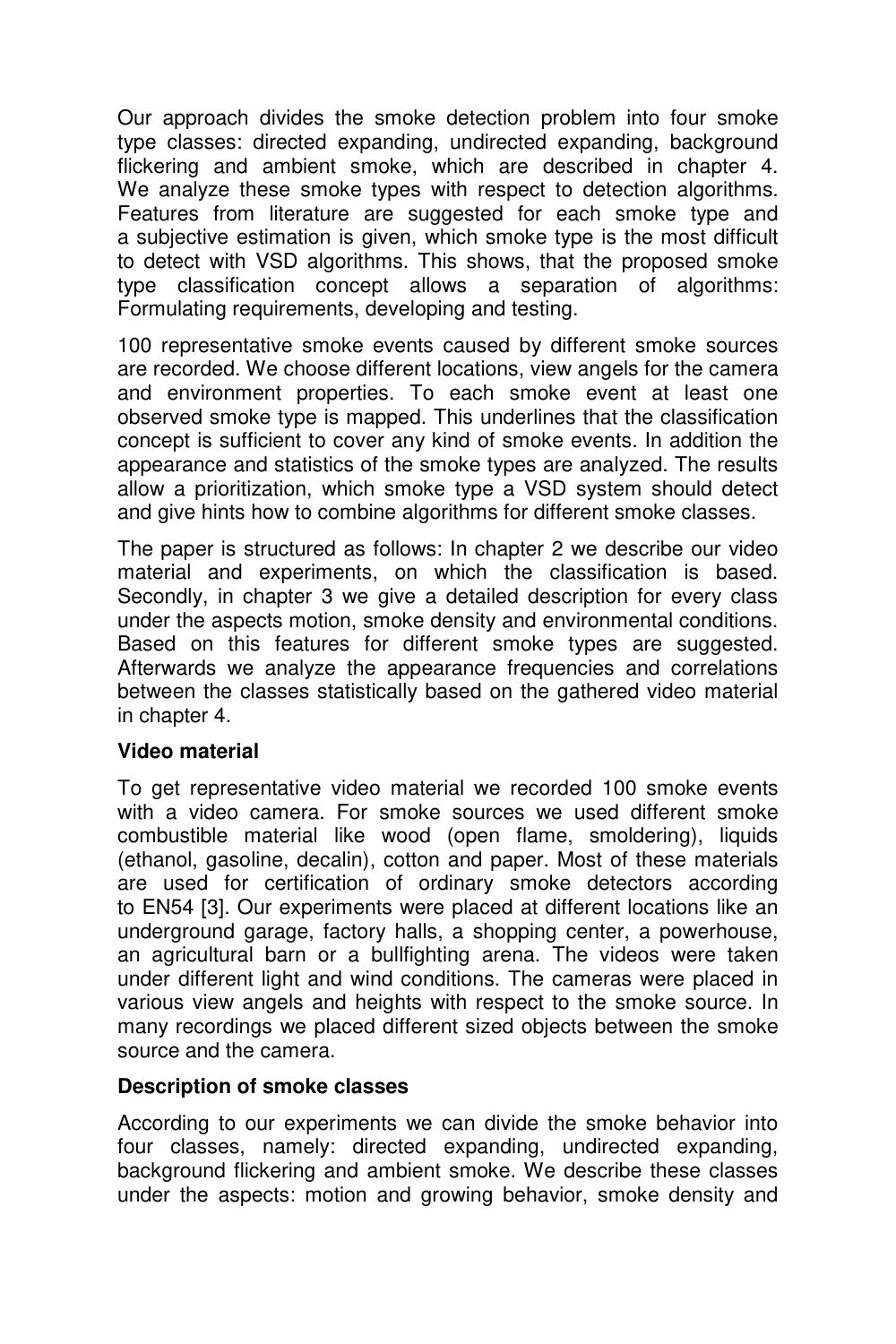Our approach divides the smoke detection problem into four smoke type classes: directed expanding, undirected expanding, background flickering and ambient smoke, which are described in chapter 4. We analyze these smoke types with respect to detection algorithms. Features from literature are suggested for each smoke type and a subjective estimation is given, which smoke type is the most difficult to detect with VSD algorithms. This shows, that the proposed smoke type classification concept allows a separation of algorithms: Formulating requirements, developing and testing.

100 representative smoke events caused by different smoke sources are recorded. We choose different locations, view angels for the camera and environment properties. To each smoke event at least one observed smoke type is mapped. This underlines that the classification concept is sufficient to cover any kind of smoke events. In addition the appearance and statistics of the smoke types are analyzed. The results allow a prioritization, which smoke type a VSD system should detect and give hints how to combine algorithms for different smoke classes.

The paper is structured as follows: In chapter 2 we describe our video material and experiments, on which the classification is based. Secondly, in chapter 3 we give a detailed description for every class under the aspects motion, smoke density and environmental conditions. Based on this features for different smoke types are suggested. Afterwards we analyze the appearance frequencies and correlations between the classes statistically based on the gathered video material in chapter 4.

## Video material

To get representative video material we recorded 100 smoke events with a video camera. For smoke sources we used different smoke combustible material like wood (open flame, smoldering), liquids (ethanol, gasoline, decalin), cotton and paper. Most of these materials are used for certification of ordinary smoke detectors according to EN54 [3]. Our experiments were placed at different locations like an underground garage, factory halls, a shopping center, a powerhouse, an agricultural barn or a bullfighting arena. The videos were taken under different light and wind conditions. The cameras were placed in various view angels and heights with respect to the smoke source. In many recordings we placed different sized objects between the smoke source and the camera.

## Description of smoke classes

According to our experiments we can divide the smoke behavior into four classes, namely: directed expanding, undirected expanding, background flickering and ambient smoke. We describe these classes under the aspects: motion and growing behavior, smoke density and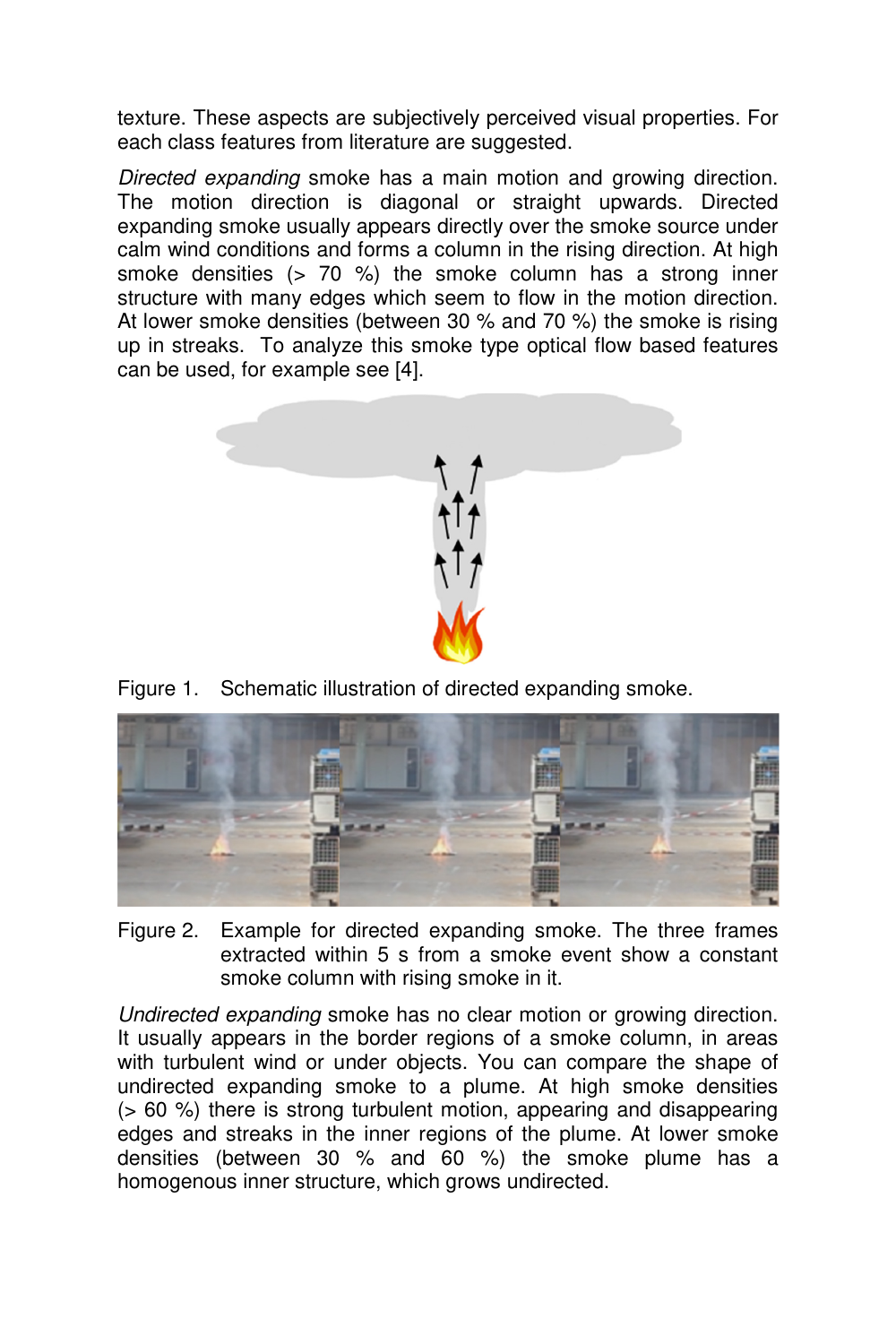texture. These aspects are subjectively perceived visual properties. For each class features from literature are suggested.

*Directed expanding* smoke has a main motion and growing direction. The motion direction is diagonal or straight upwards. Directed expanding smoke usually appears directly over the smoke source under calm wind conditions and forms a column in the rising direction. At high smoke densities (> 70 %) the smoke column has a strong inner structure with many edges which seem to flow in the motion direction. At lower smoke densities (between 30 % and 70 %) the smoke is rising up in streaks. To analyze this smoke type optical flow based features can be used, for example see [4].

Figure 1. Schematic illustration of directed expanding smoke.

Figure 2. Example for directed expanding smoke. The three frames extracted within 5 s from a smoke event show a constant smoke column with rising smoke in it.

*Undirected expanding* smoke has no clear motion or growing direction. It usually appears in the border regions of a smoke column, in areas with turbulent wind or under objects. You can compare the shape of undirected expanding smoke to a plume. At high smoke densities (> 60 %) there is strong turbulent motion, appearing and disappearing edges and streaks in the inner regions of the plume. At lower smoke densities (between 30 % and 60 %) the smoke plume has a homogenous inner structure, which grows undirected.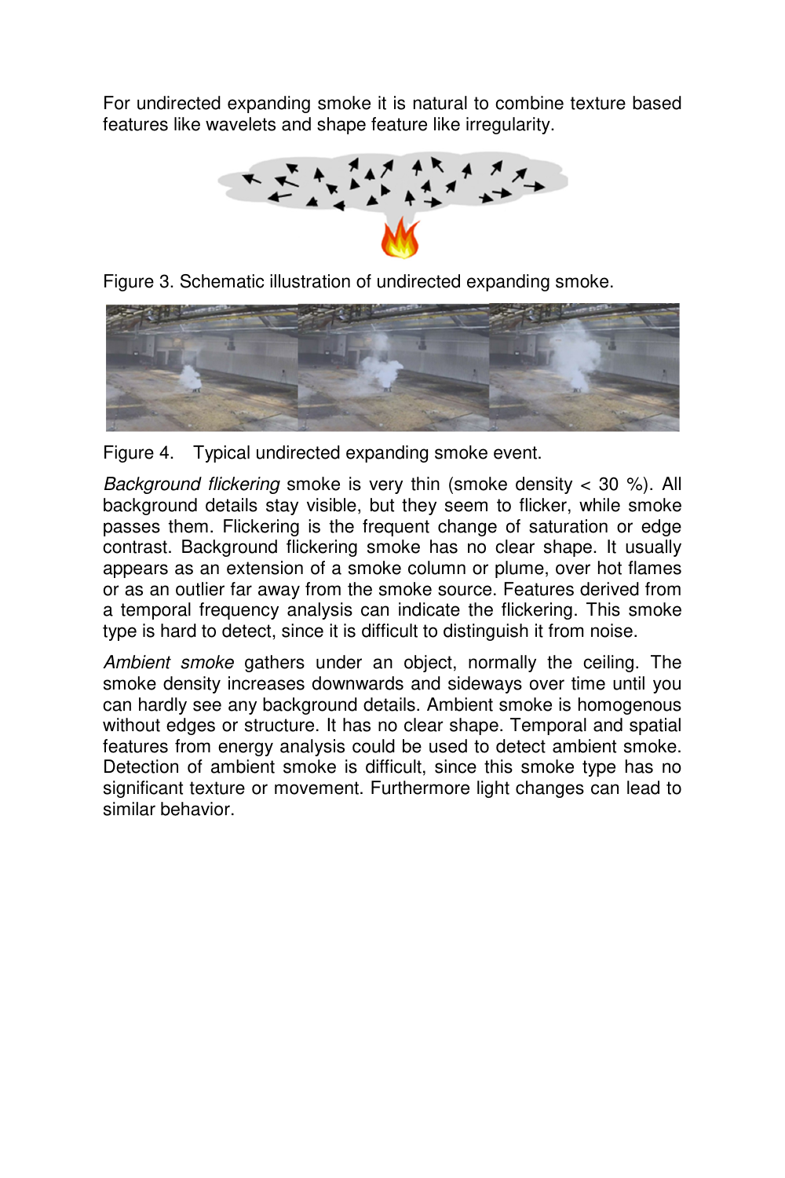For undirected expanding smoke it is natural to combine texture based features like wavelets and shape feature like irregularity.

Figure 3. Schematic illustration of undirected expanding smoke.

Figure 4. Typical undirected expanding smoke event.

*Background flickering* smoke is very thin (smoke density < 30 %). All background details stay visible, but they seem to flicker, while smoke passes them. Flickering is the frequent change of saturation or edge contrast. Background flickering smoke has no clear shape. It usually appears as an extension of a smoke column or plume, over hot flames or as an outlier far away from the smoke source. Features derived from a temporal frequency analysis can indicate the flickering. This smoke type is hard to detect, since it is difficult to distinguish it from noise.

*Ambient smoke* gathers under an object, normally the ceiling. The smoke density increases downwards and sideways over time until you can hardly see any background details. Ambient smoke is homogenous without edges or structure. It has no clear shape. Temporal and spatial features from energy analysis could be used to detect ambient smoke. Detection of ambient smoke is difficult, since this smoke type has no significant texture or movement. Furthermore light changes can lead to similar behavior.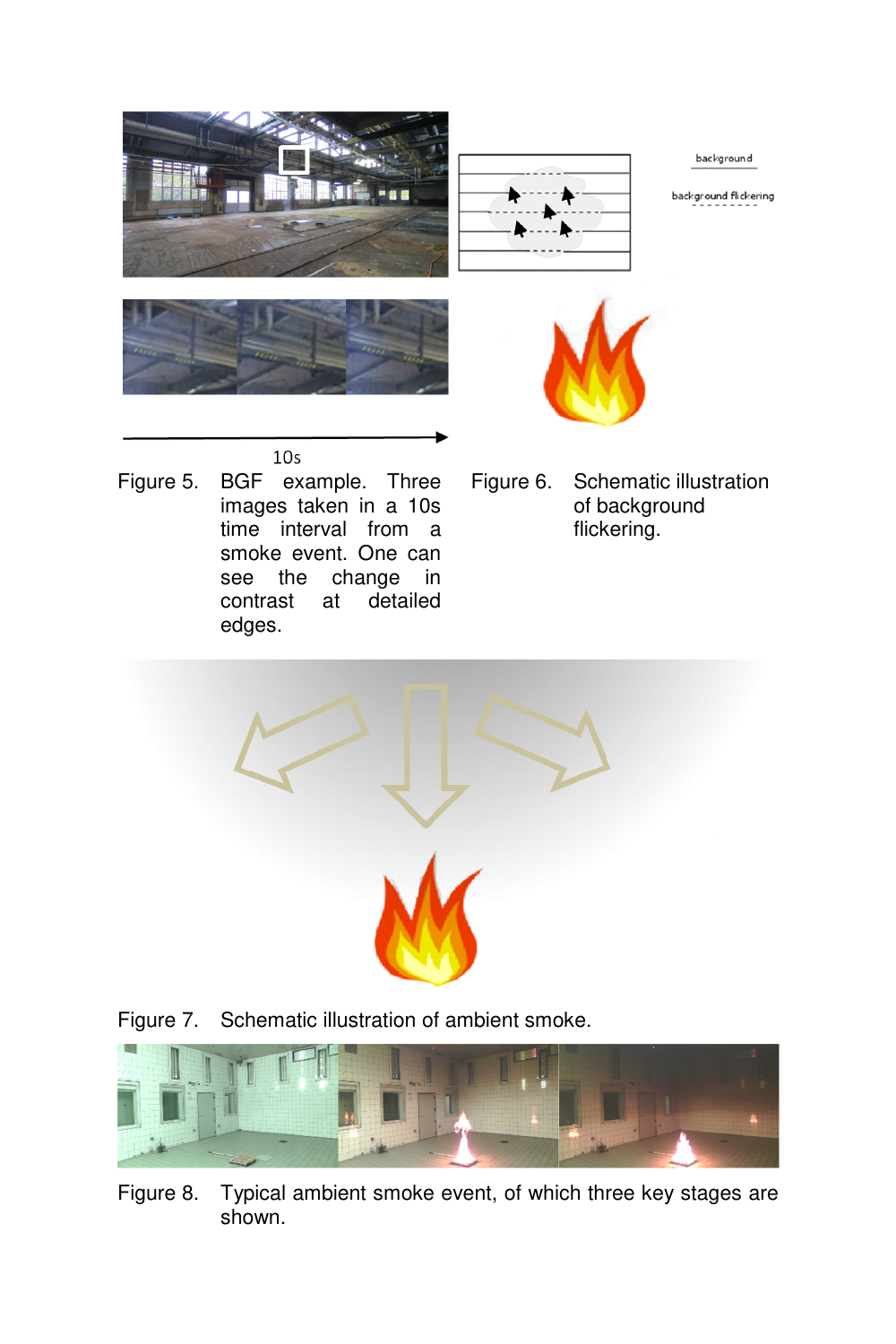Figure 5. BGF example. Three images taken in a 10s time interval from a smoke event. One can see the change in contrast at detailed edges.

Figure 6. Schematic illustration of background flickering.

Figure 7. Schematic illustration of ambient smoke.

Figure 8. Typical ambient smoke event, of which three key stages are shown.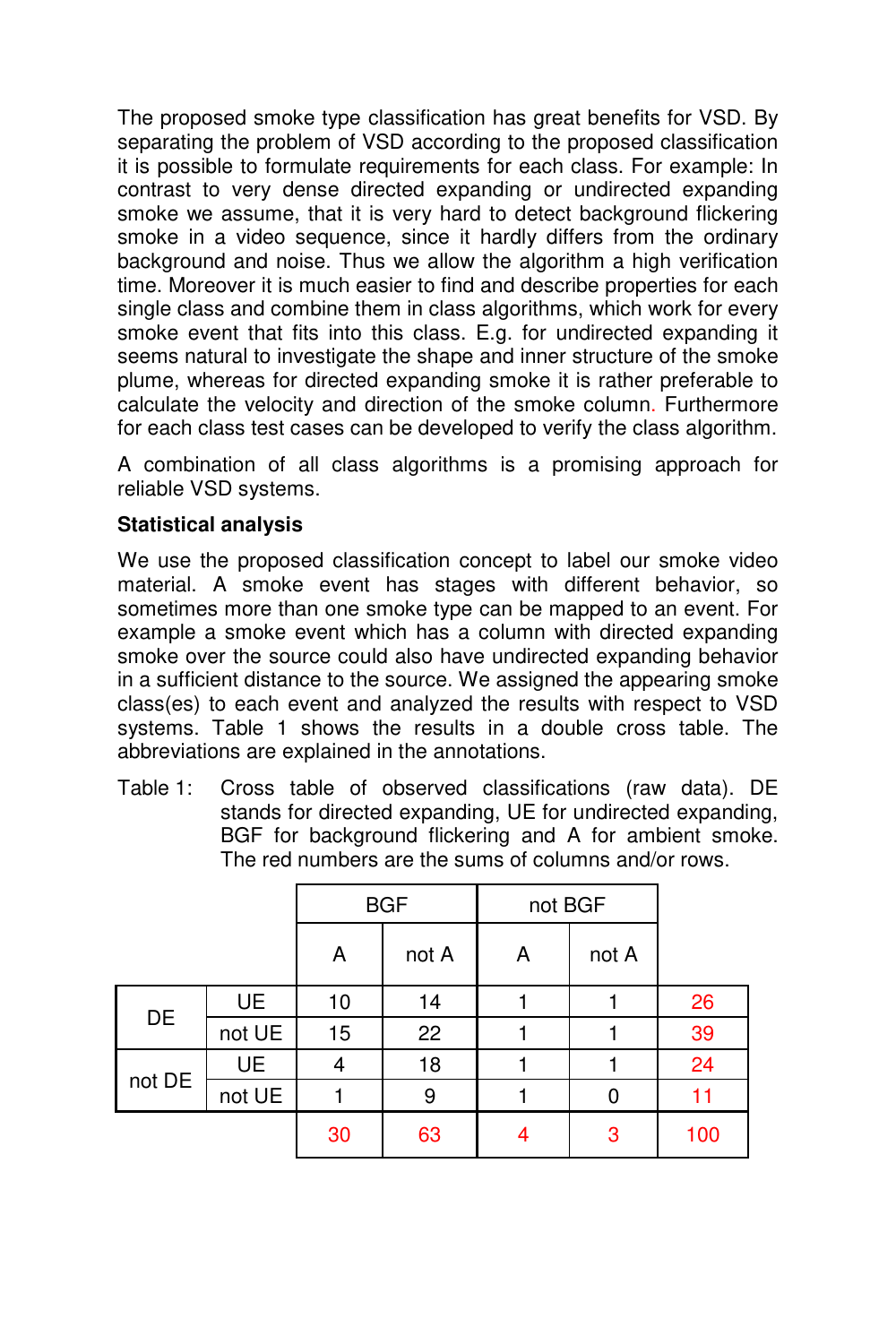The proposed smoke type classification has great benefits for VSD. By separating the problem of VSD according to the proposed classification it is possible to formulate requirements for each class. For example: In contrast to very dense directed expanding or undirected expanding smoke we assume, that it is very hard to detect background flickering smoke in a video sequence, since it hardly differs from the ordinary background and noise. Thus we allow the algorithm a high verification time. Moreover it is much easier to find and describe properties for each single class and combine them in class algorithms, which work for every smoke event that fits into this class. E.g. for undirected expanding it seems natural to investigate the shape and inner structure of the smoke plume, whereas for directed expanding smoke it is rather preferable to calculate the velocity and direction of the smoke column. Furthermore for each class test cases can be developed to verify the class algorithm.

A combination of all class algorithms is a promising approach for reliable VSD systems.

**Statistical analysis**

We use the proposed classification concept to label our smoke video material. A smoke event has stages with different behavior, so sometimes more than one smoke type can be mapped to an event. For example a smoke event which has a column with directed expanding smoke over the source could also have undirected expanding behavior in a sufficient distance to the source. We assigned the appearing smoke class(es) to each event and analyzed the results with respect to VSD systems. Table 1 shows the results in a double cross table. The abbreviations are explained in the annotations.

Table 1: Cross table of observed classifications (raw data). DE stands for directed expanding, UE for undirected expanding, BGF for background flickering and A for ambient smoke. The red numbers are the sums of columns and/or rows.

| | | BGF | | not BGF | | |
|---|---|---|---|---|---|---|
| | | A | not A | A | not A | |
| DE | UE | 10 | 14 | 1 | 1 | 26 |
| | not UE | 15 | 22 | 1 | 1 | 39 |
| not DE | UE | 4 | 18 | 1 | 1 | 24 |
| | not UE | 1 | 9 | 1 | 0 | 11 |
| | | 30 | 63 | 4 | 3 | 100 |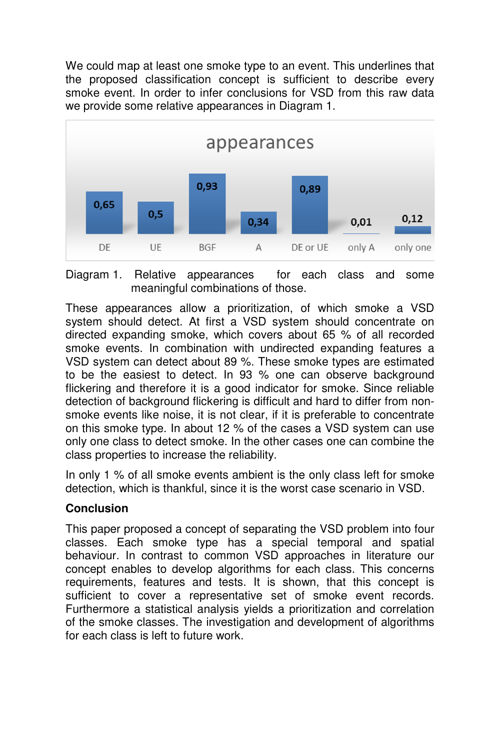We could map at least one smoke type to an event. This underlines that the proposed classification concept is sufficient to describe every smoke event. In order to infer conclusions for VSD from this raw data we provide some relative appearances in Diagram 1.

**appearances**

| DE | UE | BGF | A | DE or UE | only A | only one |
|---|---|---|---|---|---|---|
| 0,65 | 0,5 | 0,93 | 0,34 | 0,89 | 0,01 | 0,12 |

Diagram 1. Relative appearances for each class and some meaningful combinations of those.

These appearances allow a prioritization, of which smoke a VSD system should detect. At first a VSD system should concentrate on directed expanding smoke, which covers about 65 % of all recorded smoke events. In combination with undirected expanding features a VSD system can detect about 89 %. These smoke types are estimated to be the easiest to detect. In 93 % one can observe background flickering and therefore it is a good indicator for smoke. Since reliable detection of background flickering is difficult and hard to differ from non-smoke events like noise, it is not clear, if it is preferable to concentrate on this smoke type. In about 12 % of the cases a VSD system can use only one class to detect smoke. In the other cases one can combine the class properties to increase the reliability.

In only 1 % of all smoke events ambient is the only class left for smoke detection, which is thankful, since it is the worst case scenario in VSD.

**Conclusion**

This paper proposed a concept of separating the VSD problem into four classes. Each smoke type has a special temporal and spatial behaviour. In contrast to common VSD approaches in literature our concept enables to develop algorithms for each class. This concerns requirements, features and tests. It is shown, that this concept is sufficient to cover a representative set of smoke event records. Furthermore a statistical analysis yields a prioritization and correlation of the smoke classes. The investigation and development of algorithms for each class is left to future work.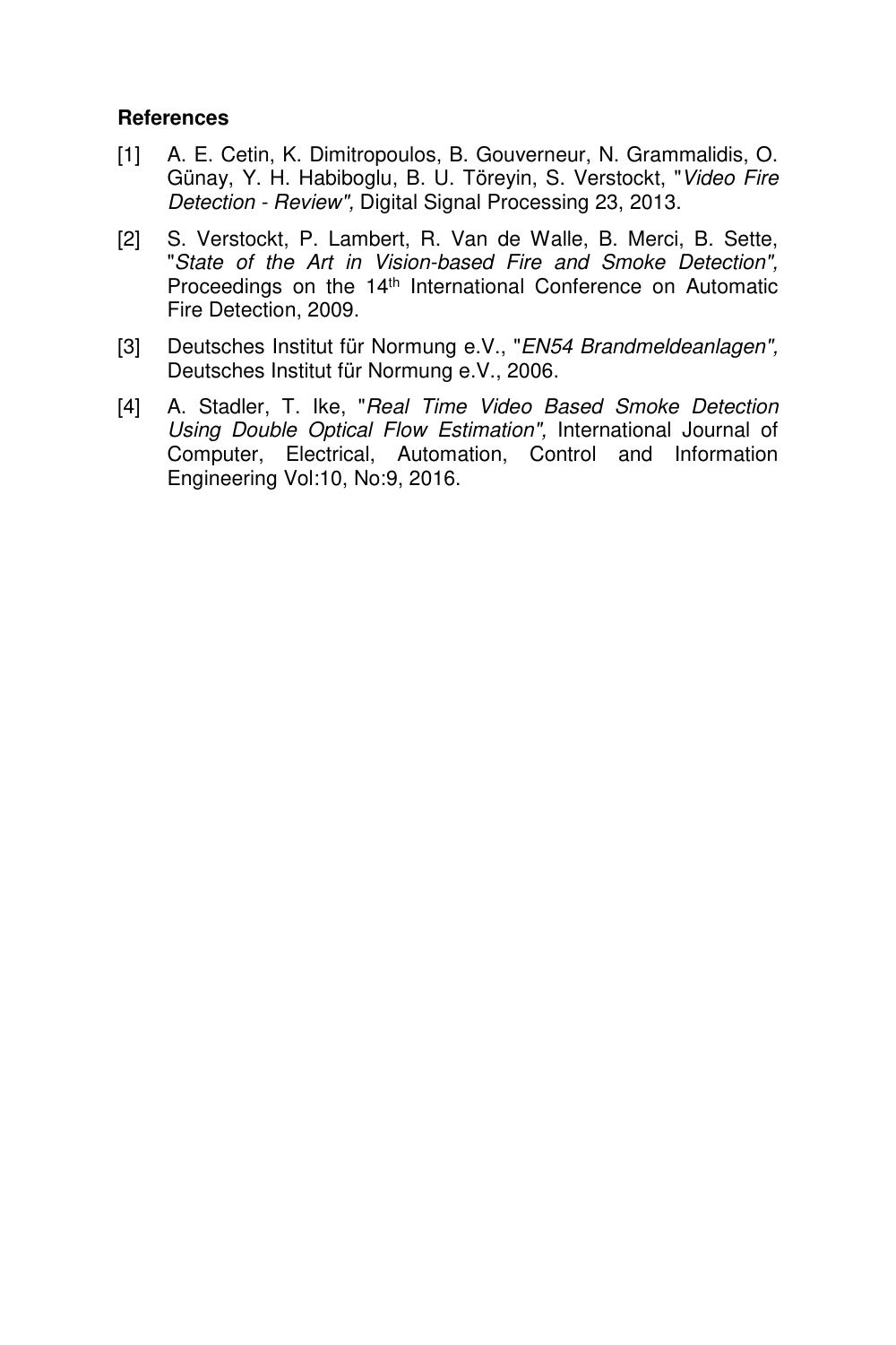**References**

[1] A. E. Cetin, K. Dimitropoulos, B. Gouverneur, N. Grammalidis, O. Günay, Y. H. Habiboglu, B. U. Töreyin, S. Verstockt, "*Video Fire Detection - Review",* Digital Signal Processing 23, 2013.

[2] S. Verstockt, P. Lambert, R. Van de Walle, B. Merci, B. Sette, "*State of the Art in Vision-based Fire and Smoke Detection",* Proceedings on the 14th International Conference on Automatic Fire Detection, 2009.

[3] Deutsches Institut für Normung e.V., "*EN54 Brandmeldeanlagen",* Deutsches Institut für Normung e.V., 2006.

[4] A. Stadler, T. Ike, "*Real Time Video Based Smoke Detection Using Double Optical Flow Estimation",* International Journal of Computer, Electrical, Automation, Control and Information Engineering Vol:10, No:9, 2016.